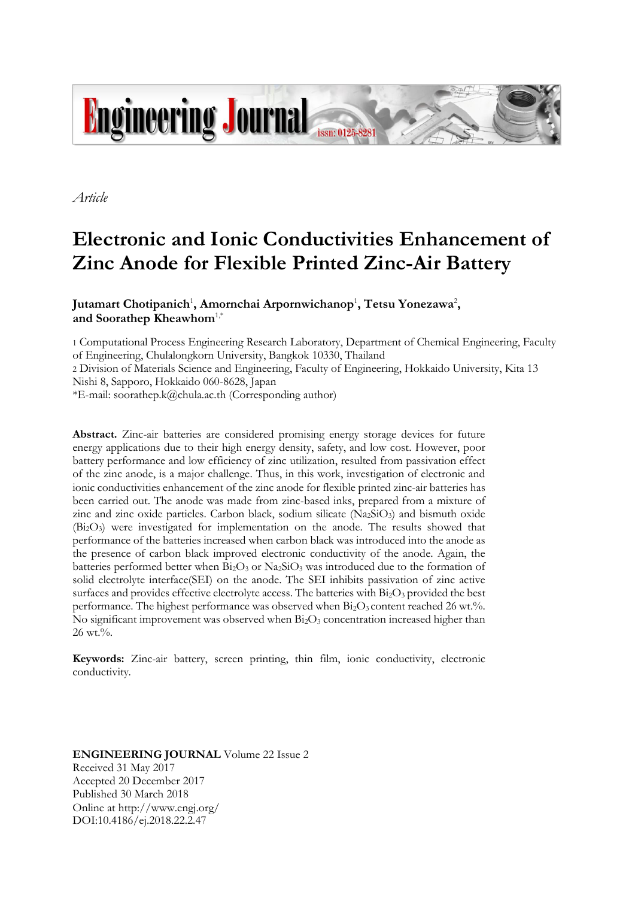*Article*

# Electronic and Ionic Conductivities Enhancement of Zinc Anode for Flexible Printed Zinc-Air Battery

**Jutamart Chotipanich[1], Amornchai Arpornwichanop[1], Tetsu Yonezawa[2], and Soorathep Kheawhom[1,*]**

1 Computational Process Engineering Research Laboratory, Department of Chemical Engineering, Faculty of Engineering, Chulalongkorn University, Bangkok 10330, Thailand

2 Division of Materials Science and Engineering, Faculty of Engineering, Hokkaido University, Kita 13 Nishi 8, Sapporo, Hokkaido 060-8628, Japan

*E-mail: soorathep.k@chula.ac.th (Corresponding author)

**Abstract.** Zinc-air batteries are considered promising energy storage devices for future energy applications due to their high energy density, safety, and low cost. However, poor battery performance and low efficiency of zinc utilization, resulted from passivation effect of the zinc anode, is a major challenge. Thus, in this work, investigation of electronic and ionic conductivities enhancement of the zinc anode for flexible printed zinc-air batteries has been carried out. The anode was made from zinc-based inks, prepared from a mixture of zinc and zinc oxide particles. Carbon black, sodium silicate ($Na_2SiO_3$) and bismuth oxide ($Bi_2O_3$) were investigated for implementation on the anode. The results showed that performance of the batteries increased when carbon black was introduced into the anode as the presence of carbon black improved electronic conductivity of the anode. Again, the batteries performed better when $Bi_2O_3$ or $Na_2SiO_3$ was introduced due to the formation of solid electrolyte interface(SEI) on the anode. The SEI inhibits passivation of zinc active surfaces and provides effective electrolyte access. The batteries with $Bi_2O_3$ provided the best performance. The highest performance was observed when $Bi_2O_3$ content reached 26 wt.%. No significant improvement was observed when $Bi_2O_3$ concentration increased higher than 26 wt.%.

**Keywords:** Zinc-air battery, screen printing, thin film, ionic conductivity, electronic conductivity.

**ENGINEERING JOURNAL** Volume 22 Issue 2
Received 31 May 2017
Accepted 20 December 2017
Published 30 March 2018
Online at http://www.engj.org/
DOI:10.4186/ej.2018.22.2.47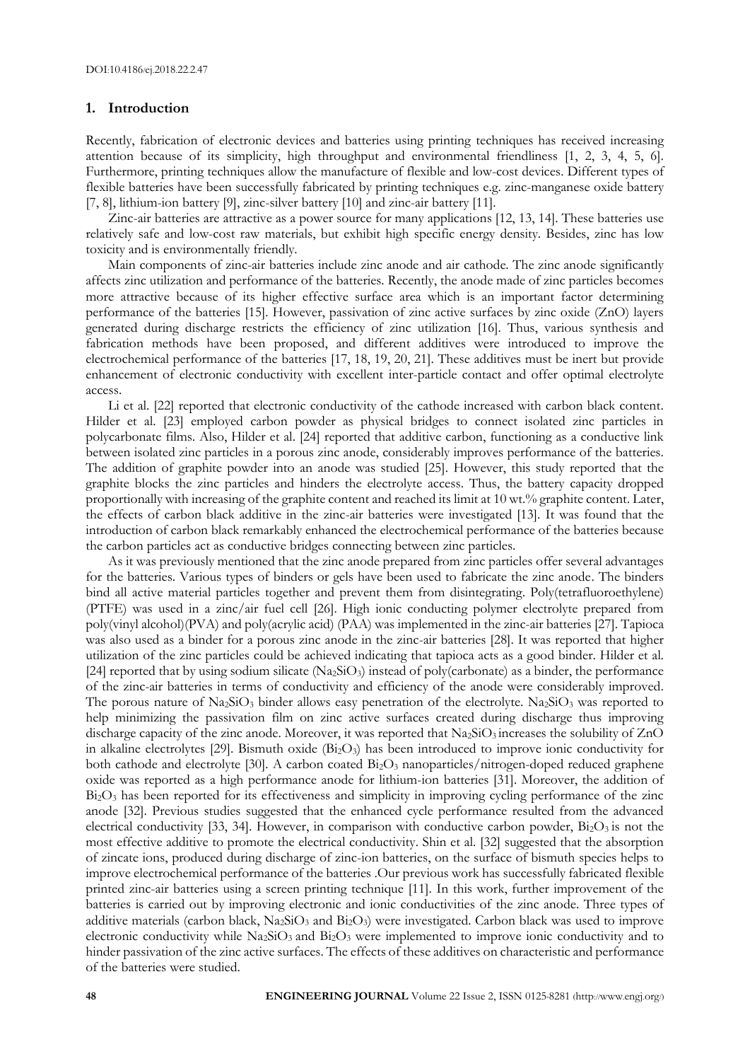## 1. Introduction

Recently, fabrication of electronic devices and batteries using printing techniques has received increasing attention because of its simplicity, high throughput and environmental friendliness [1, 2, 3, 4, 5, 6]. Furthermore, printing techniques allow the manufacture of flexible and low-cost devices. Different types of flexible batteries have been successfully fabricated by printing techniques e.g. zinc-manganese oxide battery [7, 8], lithium-ion battery [9], zinc-silver battery [10] and zinc-air battery [11].

Zinc-air batteries are attractive as a power source for many applications [12, 13, 14]. These batteries use relatively safe and low-cost raw materials, but exhibit high specific energy density. Besides, zinc has low toxicity and is environmentally friendly.

Main components of zinc-air batteries include zinc anode and air cathode. The zinc anode significantly affects zinc utilization and performance of the batteries. Recently, the anode made of zinc particles becomes more attractive because of its higher effective surface area which is an important factor determining performance of the batteries [15]. However, passivation of zinc active surfaces by zinc oxide (ZnO) layers generated during discharge restricts the efficiency of zinc utilization [16]. Thus, various synthesis and fabrication methods have been proposed, and different additives were introduced to improve the electrochemical performance of the batteries [17, 18, 19, 20, 21]. These additives must be inert but provide enhancement of electronic conductivity with excellent inter-particle contact and offer optimal electrolyte access.

Li et al. [22] reported that electronic conductivity of the cathode increased with carbon black content. Hilder et al. [23] employed carbon powder as physical bridges to connect isolated zinc particles in polycarbonate films. Also, Hilder et al. [24] reported that additive carbon, functioning as a conductive link between isolated zinc particles in a porous zinc anode, considerably improves performance of the batteries. The addition of graphite powder into an anode was studied [25]. However, this study reported that the graphite blocks the zinc particles and hinders the electrolyte access. Thus, the battery capacity dropped proportionally with increasing of the graphite content and reached its limit at 10 wt.% graphite content. Later, the effects of carbon black additive in the zinc-air batteries were investigated [13]. It was found that the introduction of carbon black remarkably enhanced the electrochemical performance of the batteries because the carbon particles act as conductive bridges connecting between zinc particles.

As it was previously mentioned that the zinc anode prepared from zinc particles offer several advantages for the batteries. Various types of binders or gels have been used to fabricate the zinc anode. The binders bind all active material particles together and prevent them from disintegrating. Poly(tetrafluoroethylene) (PTFE) was used in a zinc/air fuel cell [26]. High ionic conducting polymer electrolyte prepared from poly(vinyl alcohol)(PVA) and poly(acrylic acid) (PAA) was implemented in the zinc-air batteries [27]. Tapioca was also used as a binder for a porous zinc anode in the zinc-air batteries [28]. It was reported that higher utilization of the zinc particles could be achieved indicating that tapioca acts as a good binder. Hilder et al. [24] reported that by using sodium silicate ($Na_2SiO_3$) instead of poly(carbonate) as a binder, the performance of the zinc-air batteries in terms of conductivity and efficiency of the anode were considerably improved. The porous nature of $Na_2SiO_3$ binder allows easy penetration of the electrolyte. $Na_2SiO_3$ was reported to help minimizing the passivation film on zinc active surfaces created during discharge thus improving discharge capacity of the zinc anode. Moreover, it was reported that $Na_2SiO_3$ increases the solubility of ZnO in alkaline electrolytes [29]. Bismuth oxide ($Bi_2O_3$) has been introduced to improve ionic conductivity for both cathode and electrolyte [30]. A carbon coated $Bi_2O_3$ nanoparticles/nitrogen-doped reduced graphene oxide was reported as a high performance anode for lithium-ion batteries [31]. Moreover, the addition of $Bi_2O_3$ has been reported for its effectiveness and simplicity in improving cycling performance of the zinc anode [32]. Previous studies suggested that the enhanced cycle performance resulted from the advanced electrical conductivity [33, 34]. However, in comparison with conductive carbon powder, $Bi_2O_3$ is not the most effective additive to promote the electrical conductivity. Shin et al. [32] suggested that the absorption of zincate ions, produced during discharge of zinc-ion batteries, on the surface of bismuth species helps to improve electrochemical performance of the batteries .Our previous work has successfully fabricated flexible printed zinc-air batteries using a screen printing technique [11]. In this work, further improvement of the batteries is carried out by improving electronic and ionic conductivities of the zinc anode. Three types of additive materials (carbon black, $Na_2SiO_3$ and $Bi_2O_3$) were investigated. Carbon black was used to improve electronic conductivity while $Na_2SiO_3$ and $Bi_2O_3$ were implemented to improve ionic conductivity and to hinder passivation of the zinc active surfaces. The effects of these additives on characteristic and performance of the batteries were studied.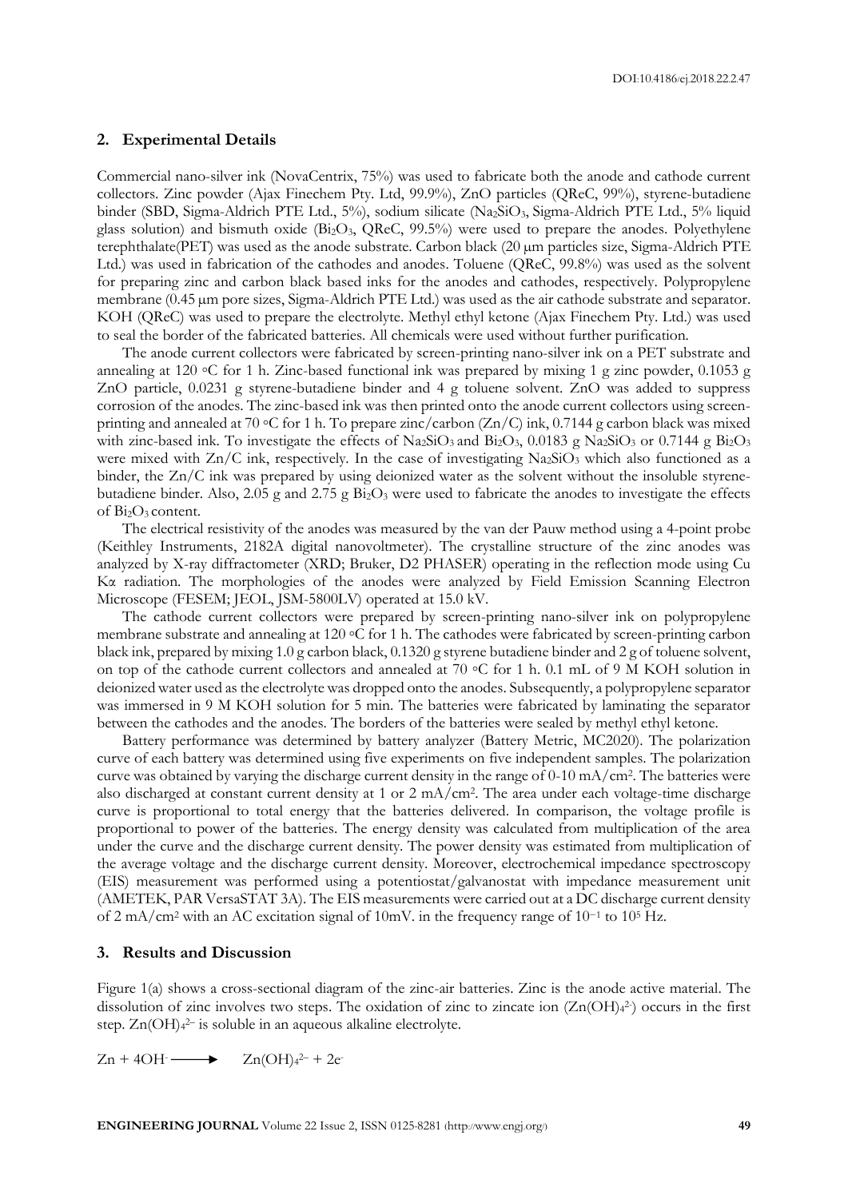## 2. Experimental Details

Commercial nano-silver ink (NovaCentrix, 75%) was used to fabricate both the anode and cathode current collectors. Zinc powder (Ajax Finechem Pty. Ltd, 99.9%), ZnO particles (QReC, 99%), styrene-butadiene binder (SBD, Sigma-Aldrich PTE Ltd., 5%), sodium silicate ($Na_2SiO_3$, Sigma-Aldrich PTE Ltd., 5% liquid glass solution) and bismuth oxide ($Bi_2O_3$, QReC, 99.5%) were used to prepare the anodes. Polyethylene terephthalate(PET) was used as the anode substrate. Carbon black (20 μm particles size, Sigma-Aldrich PTE Ltd.) was used in fabrication of the cathodes and anodes. Toluene (QReC, 99.8%) was used as the solvent for preparing zinc and carbon black based inks for the anodes and cathodes, respectively. Polypropylene membrane (0.45 μm pore sizes, Sigma-Aldrich PTE Ltd.) was used as the air cathode substrate and separator. KOH (QReC) was used to prepare the electrolyte. Methyl ethyl ketone (Ajax Finechem Pty. Ltd.) was used to seal the border of the fabricated batteries. All chemicals were used without further purification.

The anode current collectors were fabricated by screen-printing nano-silver ink on a PET substrate and annealing at 120 ◦C for 1 h. Zinc-based functional ink was prepared by mixing 1 g zinc powder, 0.1053 g ZnO particle, 0.0231 g styrene-butadiene binder and 4 g toluene solvent. ZnO was added to suppress corrosion of the anodes. The zinc-based ink was then printed onto the anode current collectors using screen-printing and annealed at 70 ◦C for 1 h. To prepare zinc/carbon (Zn/C) ink, 0.7144 g carbon black was mixed with zinc-based ink. To investigate the effects of $Na_2SiO_3$ and $Bi_2O_3$, 0.0183 g $Na_2SiO_3$ or 0.7144 g $Bi_2O_3$ were mixed with Zn/C ink, respectively. In the case of investigating $Na_2SiO_3$ which also functioned as a binder, the Zn/C ink was prepared by using deionized water as the solvent without the insoluble styrene-butadiene binder. Also, 2.05 g and 2.75 g $Bi_2O_3$ were used to fabricate the anodes to investigate the effects of $Bi_2O_3$ content.

The electrical resistivity of the anodes was measured by the van der Pauw method using a 4-point probe (Keithley Instruments, 2182A digital nanovoltmeter). The crystalline structure of the zinc anodes was analyzed by X-ray diffractometer (XRD; Bruker, D2 PHASER) operating in the reflection mode using Cu Kα radiation. The morphologies of the anodes were analyzed by Field Emission Scanning Electron Microscope (FESEM; JEOL, JSM-5800LV) operated at 15.0 kV.

The cathode current collectors were prepared by screen-printing nano-silver ink on polypropylene membrane substrate and annealing at 120 ◦C for 1 h. The cathodes were fabricated by screen-printing carbon black ink, prepared by mixing 1.0 g carbon black, 0.1320 g styrene butadiene binder and 2 g of toluene solvent, on top of the cathode current collectors and annealed at 70 ◦C for 1 h. 0.1 mL of 9 M KOH solution in deionized water used as the electrolyte was dropped onto the anodes. Subsequently, a polypropylene separator was immersed in 9 M KOH solution for 5 min. The batteries were fabricated by laminating the separator between the cathodes and the anodes. The borders of the batteries were sealed by methyl ethyl ketone.

Battery performance was determined by battery analyzer (Battery Metric, MC2020). The polarization curve of each battery was determined using five experiments on five independent samples. The polarization curve was obtained by varying the discharge current density in the range of 0-10 mA/cm$^2$. The batteries were also discharged at constant current density at 1 or 2 mA/cm$^2$. The area under each voltage-time discharge curve is proportional to total energy that the batteries delivered. In comparison, the voltage profile is proportional to power of the batteries. The energy density was calculated from multiplication of the area under the curve and the discharge current density. The power density was estimated from multiplication of the average voltage and the discharge current density. Moreover, electrochemical impedance spectroscopy (EIS) measurement was performed using a potentiostat/galvanostat with impedance measurement unit (AMETEK, PAR VersaSTAT 3A). The EIS measurements were carried out at a DC discharge current density of 2 mA/cm$^2$ with an AC excitation signal of 10mV. in the frequency range of $10^{-1}$ to $10^5$ Hz.

## 3. Results and Discussion

Figure 1(a) shows a cross-sectional diagram of the zinc-air batteries. Zinc is the anode active material. The dissolution of zinc involves two steps. The oxidation of zinc to zincate ion ($Zn(OH)_4^{2-}$) occurs in the first step. $Zn(OH)_4^{2-}$ is soluble in an aqueous alkaline electrolyte.

$$Zn + 4OH^- \longrightarrow Zn(OH)_4^{2-} + 2e^-$$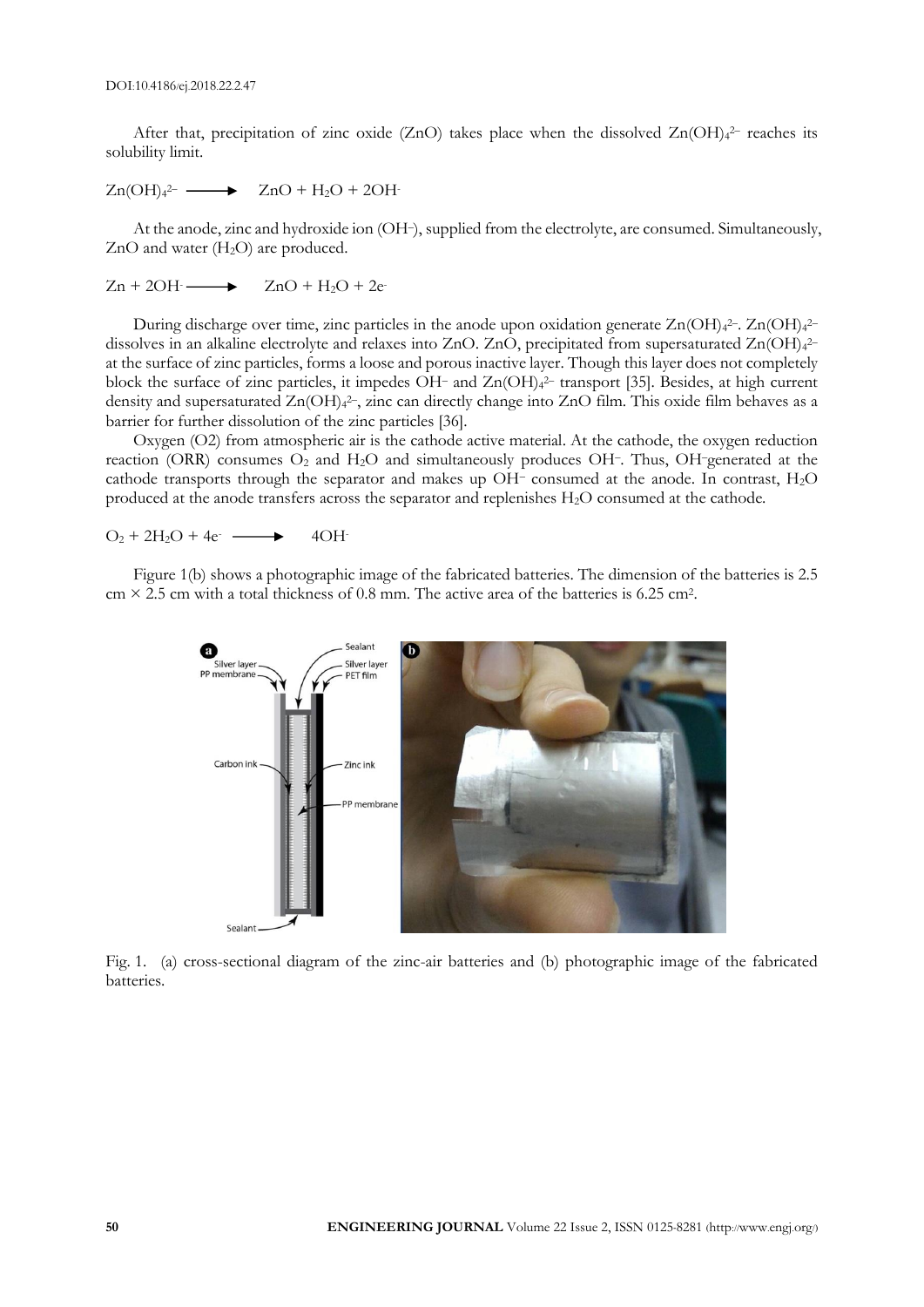After that, precipitation of zinc oxide (ZnO) takes place when the dissolved $Zn(OH)_4^{2-}$ reaches its solubility limit.

$$Zn(OH)_4^{2-} \longrightarrow ZnO + H_2O + 2OH^-$$

At the anode, zinc and hydroxide ion ($OH^-$), supplied from the electrolyte, are consumed. Simultaneously, ZnO and water ($H_2O$) are produced.

$$Zn + 2OH^- \longrightarrow ZnO + H_2O + 2e^-$$

During discharge over time, zinc particles in the anode upon oxidation generate $Zn(OH)_4^{2-}$. $Zn(OH)_4^{2-}$ dissolves in an alkaline electrolyte and relaxes into ZnO. ZnO, precipitated from supersaturated $Zn(OH)_4^{2-}$ at the surface of zinc particles, forms a loose and porous inactive layer. Though this layer does not completely block the surface of zinc particles, it impedes $OH^-$ and $Zn(OH)_4^{2-}$ transport [35]. Besides, at high current density and supersaturated $Zn(OH)_4^{2-}$, zinc can directly change into ZnO film. This oxide film behaves as a barrier for further dissolution of the zinc particles [36].

Oxygen (O2) from atmospheric air is the cathode active material. At the cathode, the oxygen reduction reaction (ORR) consumes $O_2$ and $H_2O$ and simultaneously produces $OH^-$. Thus, $OH^-$generated at the cathode transports through the separator and makes up $OH^-$ consumed at the anode. In contrast, $H_2O$ produced at the anode transfers across the separator and replenishes $H_2O$ consumed at the cathode.

$$O_2 + 2H_2O + 4e^- \longrightarrow 4OH^-$$

Figure 1(b) shows a photographic image of the fabricated batteries. The dimension of the batteries is 2.5 cm × 2.5 cm with a total thickness of 0.8 mm. The active area of the batteries is 6.25 $cm^2$.

Fig. 1. (a) cross-sectional diagram of the zinc-air batteries and (b) photographic image of the fabricated batteries.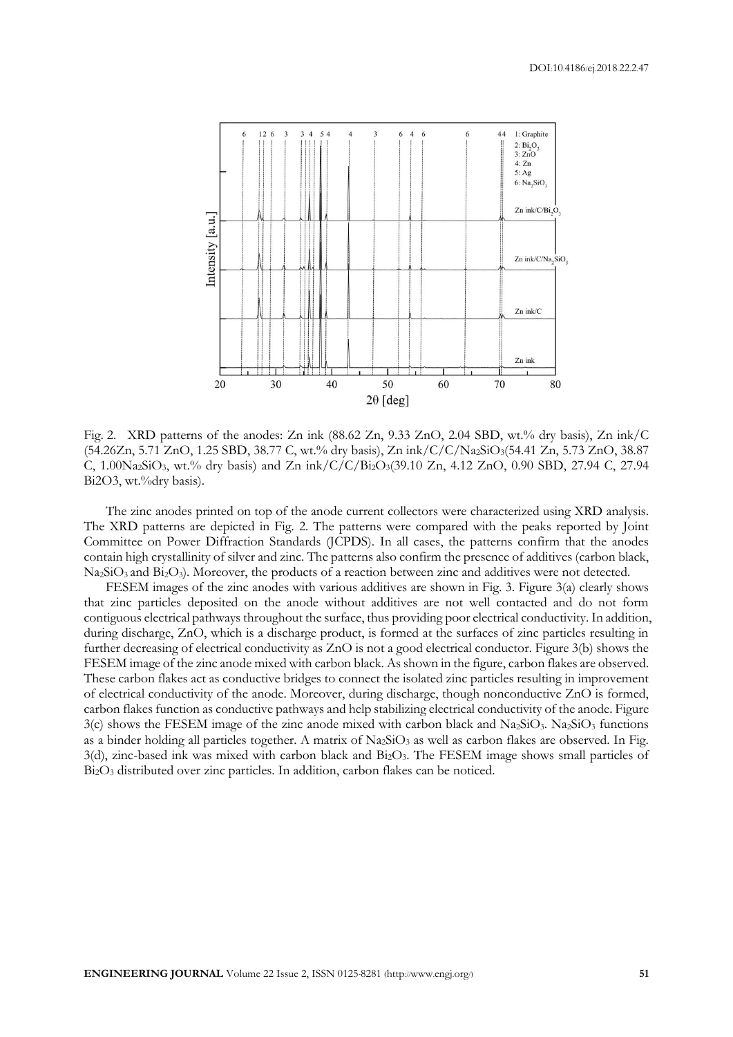Fig. 2. XRD patterns of the anodes: Zn ink (88.62 Zn, 9.33 ZnO, 2.04 SBD, wt.% dry basis), Zn ink/C (54.26Zn, 5.71 ZnO, 1.25 SBD, 38.77 C, wt.% dry basis), Zn ink/C/C/$Na_2SiO_3$(54.41 Zn, 5.73 ZnO, 38.87 C, 1.00$Na_2SiO_3$, wt.% dry basis) and Zn ink/C/C/$Bi_2O_3$(39.10 Zn, 4.12 ZnO, 0.90 SBD, 27.94 C, 27.94 Bi2O3, wt.%dry basis).

The zinc anodes printed on top of the anode current collectors were characterized using XRD analysis. The XRD patterns are depicted in Fig. 2. The patterns were compared with the peaks reported by Joint Committee on Power Diffraction Standards (JCPDS). In all cases, the patterns confirm that the anodes contain high crystallinity of silver and zinc. The patterns also confirm the presence of additives (carbon black, $Na_2SiO_3$ and $Bi_2O_3$). Moreover, the products of a reaction between zinc and additives were not detected.

FESEM images of the zinc anodes with various additives are shown in Fig. 3. Figure 3(a) clearly shows that zinc particles deposited on the anode without additives are not well contacted and do not form contiguous electrical pathways throughout the surface, thus providing poor electrical conductivity. In addition, during discharge, ZnO, which is a discharge product, is formed at the surfaces of zinc particles resulting in further decreasing of electrical conductivity as ZnO is not a good electrical conductor. Figure 3(b) shows the FESEM image of the zinc anode mixed with carbon black. As shown in the figure, carbon flakes are observed. These carbon flakes act as conductive bridges to connect the isolated zinc particles resulting in improvement of electrical conductivity of the anode. Moreover, during discharge, though nonconductive ZnO is formed, carbon flakes function as conductive pathways and help stabilizing electrical conductivity of the anode. Figure 3(c) shows the FESEM image of the zinc anode mixed with carbon black and $Na_2SiO_3$. $Na_2SiO_3$ functions as a binder holding all particles together. A matrix of $Na_2SiO_3$ as well as carbon flakes are observed. In Fig. 3(d), zinc-based ink was mixed with carbon black and $Bi_2O_3$. The FESEM image shows small particles of $Bi_2O_3$ distributed over zinc particles. In addition, carbon flakes can be noticed.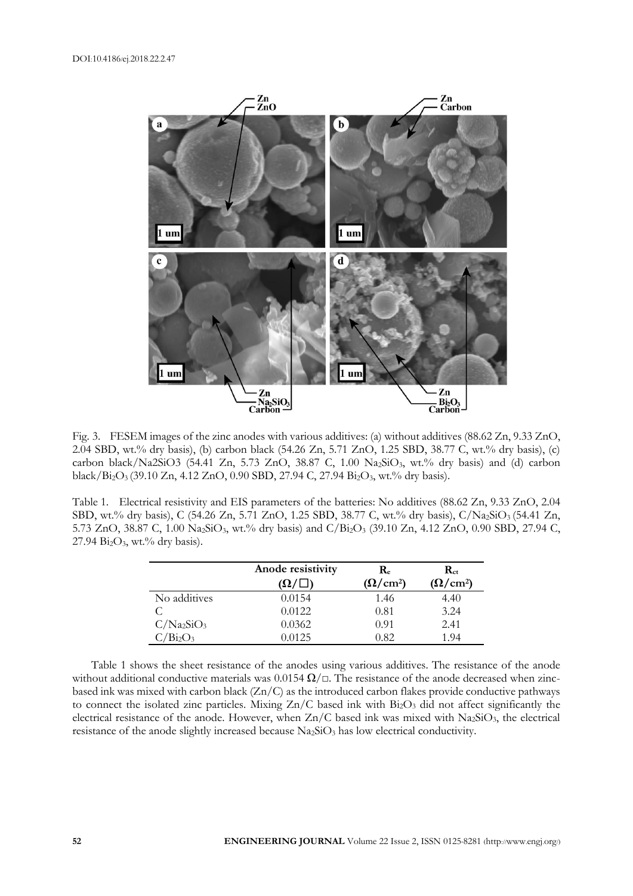Fig. 3. FESEM images of the zinc anodes with various additives: (a) without additives (88.62 Zn, 9.33 ZnO, 2.04 SBD, wt.% dry basis), (b) carbon black (54.26 Zn, 5.71 ZnO, 1.25 SBD, 38.77 C, wt.% dry basis), (c) carbon black/Na2SiO3 (54.41 Zn, 5.73 ZnO, 38.87 C, 1.00 $Na_2SiO_3$, wt.% dry basis) and (d) carbon black/$Bi_2O_3$ (39.10 Zn, 4.12 ZnO, 0.90 SBD, 27.94 C, 27.94 $Bi_2O_3$, wt.% dry basis).

Table 1. Electrical resistivity and EIS parameters of the batteries: No additives (88.62 Zn, 9.33 ZnO, 2.04 SBD, wt.% dry basis), C (54.26 Zn, 5.71 ZnO, 1.25 SBD, 38.77 C, wt.% dry basis), C/$Na_2SiO_3$ (54.41 Zn, 5.73 ZnO, 38.87 C, 1.00 $Na_2SiO_3$, wt.% dry basis) and C/$Bi_2O_3$ (39.10 Zn, 4.12 ZnO, 0.90 SBD, 27.94 C, 27.94 $Bi_2O_3$, wt.% dry basis).

| | Anode resistivity ($\Omega/\square$) | $R_e$ ($\Omega/cm^2$) | $R_{ct}$ ($\Omega/cm^2$) |
|---|---|---|---|
| No additives | 0.0154 | 1.46 | 4.40 |
| C | 0.0122 | 0.81 | 3.24 |
| C/$Na_2SiO_3$ | 0.0362 | 0.91 | 2.41 |
| C/$Bi_2O_3$ | 0.0125 | 0.82 | 1.94 |

Table 1 shows the sheet resistance of the anodes using various additives. The resistance of the anode without additional conductive materials was 0.0154 $\Omega/\square$. The resistance of the anode decreased when zinc-based ink was mixed with carbon black (Zn/C) as the introduced carbon flakes provide conductive pathways to connect the isolated zinc particles. Mixing Zn/C based ink with $Bi_2O_3$ did not affect significantly the electrical resistance of the anode. However, when Zn/C based ink was mixed with $Na_2SiO_3$, the electrical resistance of the anode slightly increased because $Na_2SiO_3$ has low electrical conductivity.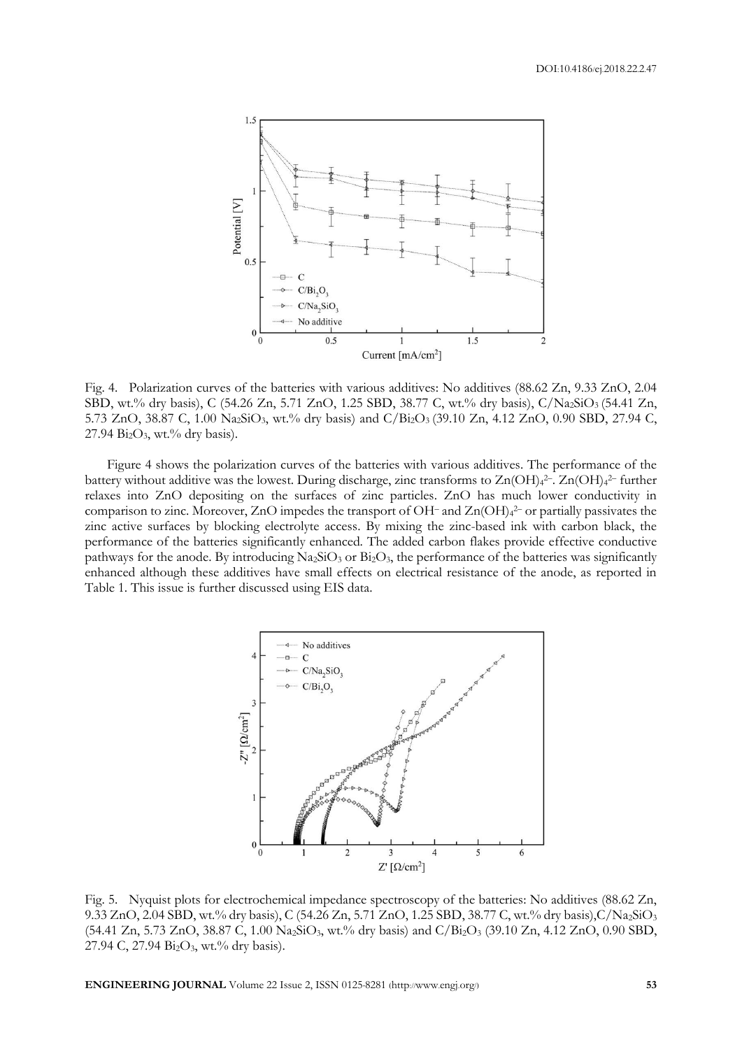Fig. 4. Polarization curves of the batteries with various additives: No additives (88.62 Zn, 9.33 ZnO, 2.04 SBD, wt.% dry basis), C (54.26 Zn, 5.71 ZnO, 1.25 SBD, 38.77 C, wt.% dry basis), C/$Na_2SiO_3$ (54.41 Zn, 5.73 ZnO, 38.87 C, 1.00 $Na_2SiO_3$, wt.% dry basis) and C/$Bi_2O_3$ (39.10 Zn, 4.12 ZnO, 0.90 SBD, 27.94 C, 27.94 $Bi_2O_3$, wt.% dry basis).

Figure 4 shows the polarization curves of the batteries with various additives. The performance of the battery without additive was the lowest. During discharge, zinc transforms to $Zn(OH)_4^{2-}$. $Zn(OH)_4^{2-}$ further relaxes into ZnO depositing on the surfaces of zinc particles. ZnO has much lower conductivity in comparison to zinc. Moreover, ZnO impedes the transport of $OH^-$ and $Zn(OH)_4^{2-}$ or partially passivates the zinc active surfaces by blocking electrolyte access. By mixing the zinc-based ink with carbon black, the performance of the batteries significantly enhanced. The added carbon flakes provide effective conductive pathways for the anode. By introducing $Na_2SiO_3$ or $Bi_2O_3$, the performance of the batteries was significantly enhanced although these additives have small effects on electrical resistance of the anode, as reported in Table 1. This issue is further discussed using EIS data.

Fig. 5. Nyquist plots for electrochemical impedance spectroscopy of the batteries: No additives (88.62 Zn, 9.33 ZnO, 2.04 SBD, wt.% dry basis), C (54.26 Zn, 5.71 ZnO, 1.25 SBD, 38.77 C, wt.% dry basis),C/$Na_2SiO_3$ (54.41 Zn, 5.73 ZnO, 38.87 C, 1.00 $Na_2SiO_3$, wt.% dry basis) and C/$Bi_2O_3$ (39.10 Zn, 4.12 ZnO, 0.90 SBD, 27.94 C, 27.94 $Bi_2O_3$, wt.% dry basis).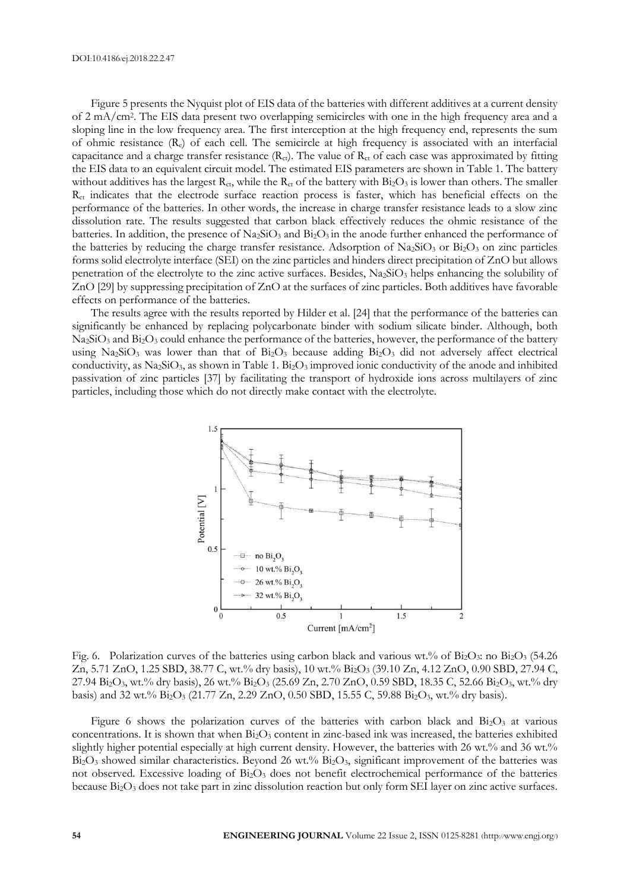Figure 5 presents the Nyquist plot of EIS data of the batteries with different additives at a current density of 2 $mA/cm^2$. The EIS data present two overlapping semicircles with one in the high frequency area and a sloping line in the low frequency area. The first interception at the high frequency end, represents the sum of ohmic resistance ($R_e$) of each cell. The semicircle at high frequency is associated with an interfacial capacitance and a charge transfer resistance ($R_{ct}$). The value of $R_{ct}$ of each case was approximated by fitting the EIS data to an equivalent circuit model. The estimated EIS parameters are shown in Table 1. The battery without additives has the largest $R_{ct}$, while the $R_{ct}$ of the battery with $Bi_2O_3$ is lower than others. The smaller $R_{ct}$ indicates that the electrode surface reaction process is faster, which has beneficial effects on the performance of the batteries. In other words, the increase in charge transfer resistance leads to a slow zinc dissolution rate. The results suggested that carbon black effectively reduces the ohmic resistance of the batteries. In addition, the presence of $Na_2SiO_3$ and $Bi_2O_3$ in the anode further enhanced the performance of the batteries by reducing the charge transfer resistance. Adsorption of $Na_2SiO_3$ or $Bi_2O_3$ on zinc particles forms solid electrolyte interface (SEI) on the zinc particles and hinders direct precipitation of ZnO but allows penetration of the electrolyte to the zinc active surfaces. Besides, $Na_2SiO_3$ helps enhancing the solubility of ZnO [29] by suppressing precipitation of ZnO at the surfaces of zinc particles. Both additives have favorable effects on performance of the batteries.

The results agree with the results reported by Hilder et al. [24] that the performance of the batteries can significantly be enhanced by replacing polycarbonate binder with sodium silicate binder. Although, both $Na_2SiO_3$ and $Bi_2O_3$ could enhance the performance of the batteries, however, the performance of the battery using $Na_2SiO_3$ was lower than that of $Bi_2O_3$ because adding $Bi_2O_3$ did not adversely affect electrical conductivity, as $Na_2SiO_3$, as shown in Table 1. $Bi_2O_3$ improved ionic conductivity of the anode and inhibited passivation of zinc particles [37] by facilitating the transport of hydroxide ions across multilayers of zinc particles, including those which do not directly make contact with the electrolyte.

Fig. 6. Polarization curves of the batteries using carbon black and various wt.% of $Bi_2O_3$: no $Bi_2O_3$ (54.26 Zn, 5.71 ZnO, 1.25 SBD, 38.77 C, wt.% dry basis), 10 wt.% $Bi_2O_3$ (39.10 Zn, 4.12 ZnO, 0.90 SBD, 27.94 C, 27.94 $Bi_2O_3$, wt.% dry basis), 26 wt.% $Bi_2O_3$ (25.69 Zn, 2.70 ZnO, 0.59 SBD, 18.35 C, 52.66 $Bi_2O_3$, wt.% dry basis) and 32 wt.% $Bi_2O_3$ (21.77 Zn, 2.29 ZnO, 0.50 SBD, 15.55 C, 59.88 $Bi_2O_3$, wt.% dry basis).

Figure 6 shows the polarization curves of the batteries with carbon black and $Bi_2O_3$ at various concentrations. It is shown that when $Bi_2O_3$ content in zinc-based ink was increased, the batteries exhibited slightly higher potential especially at high current density. However, the batteries with 26 wt.% and 36 wt.% $Bi_2O_3$ showed similar characteristics. Beyond 26 wt.% $Bi_2O_3$, significant improvement of the batteries was not observed. Excessive loading of $Bi_2O_3$ does not benefit electrochemical performance of the batteries because $Bi_2O_3$ does not take part in zinc dissolution reaction but only form SEI layer on zinc active surfaces.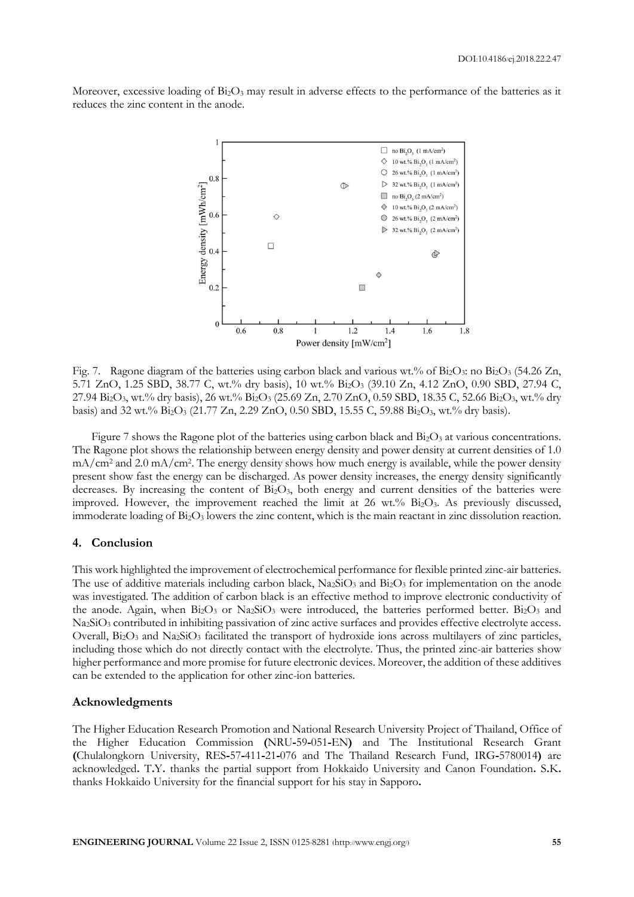Moreover, excessive loading of $Bi_2O_3$ may result in adverse effects to the performance of the batteries as it reduces the zinc content in the anode.

Fig. 7. Ragone diagram of the batteries using carbon black and various wt.% of $Bi_2O_3$: no $Bi_2O_3$ (54.26 Zn, 5.71 ZnO, 1.25 SBD, 38.77 C, wt.% dry basis), 10 wt.% $Bi_2O_3$ (39.10 Zn, 4.12 ZnO, 0.90 SBD, 27.94 C, 27.94 $Bi_2O_3$, wt.% dry basis), 26 wt.% $Bi_2O_3$ (25.69 Zn, 2.70 ZnO, 0.59 SBD, 18.35 C, 52.66 $Bi_2O_3$, wt.% dry basis) and 32 wt.% $Bi_2O_3$ (21.77 Zn, 2.29 ZnO, 0.50 SBD, 15.55 C, 59.88 $Bi_2O_3$, wt.% dry basis).

Figure 7 shows the Ragone plot of the batteries using carbon black and $Bi_2O_3$ at various concentrations. The Ragone plot shows the relationship between energy density and power density at current densities of 1.0 $mA/cm^2$ and 2.0 $mA/cm^2$. The energy density shows how much energy is available, while the power density present show fast the energy can be discharged. As power density increases, the energy density significantly decreases. By increasing the content of $Bi_2O_3$, both energy and current densities of the batteries were improved. However, the improvement reached the limit at 26 wt.% $Bi_2O_3$. As previously discussed, immoderate loading of $Bi_2O_3$ lowers the zinc content, which is the main reactant in zinc dissolution reaction.

## 4. Conclusion

This work highlighted the improvement of electrochemical performance for flexible printed zinc-air batteries. The use of additive materials including carbon black, $Na_2SiO_3$ and $Bi_2O_3$ for implementation on the anode was investigated. The addition of carbon black is an effective method to improve electronic conductivity of the anode. Again, when $Bi_2O_3$ or $Na_2SiO_3$ were introduced, the batteries performed better. $Bi_2O_3$ and $Na_2SiO_3$ contributed in inhibiting passivation of zinc active surfaces and provides effective electrolyte access. Overall, $Bi_2O_3$ and $Na_2SiO_3$ facilitated the transport of hydroxide ions across multilayers of zinc particles, including those which do not directly contact with the electrolyte. Thus, the printed zinc-air batteries show higher performance and more promise for future electronic devices. Moreover, the addition of these additives can be extended to the application for other zinc-ion batteries.

## Acknowledgments

The Higher Education Research Promotion and National Research University Project of Thailand, Office of the Higher Education Commission **(**NRU-59-051-EN**)** and The Institutional Research Grant **(**Chulalongkorn University, RES-57-411-21-076 and The Thailand Research Fund, IRG-5780014**)** are acknowledged**.** T.Y. thanks the partial support from Hokkaido University and Canon Foundation**.** S.K. thanks Hokkaido University for the financial support for his stay in Sapporo**.**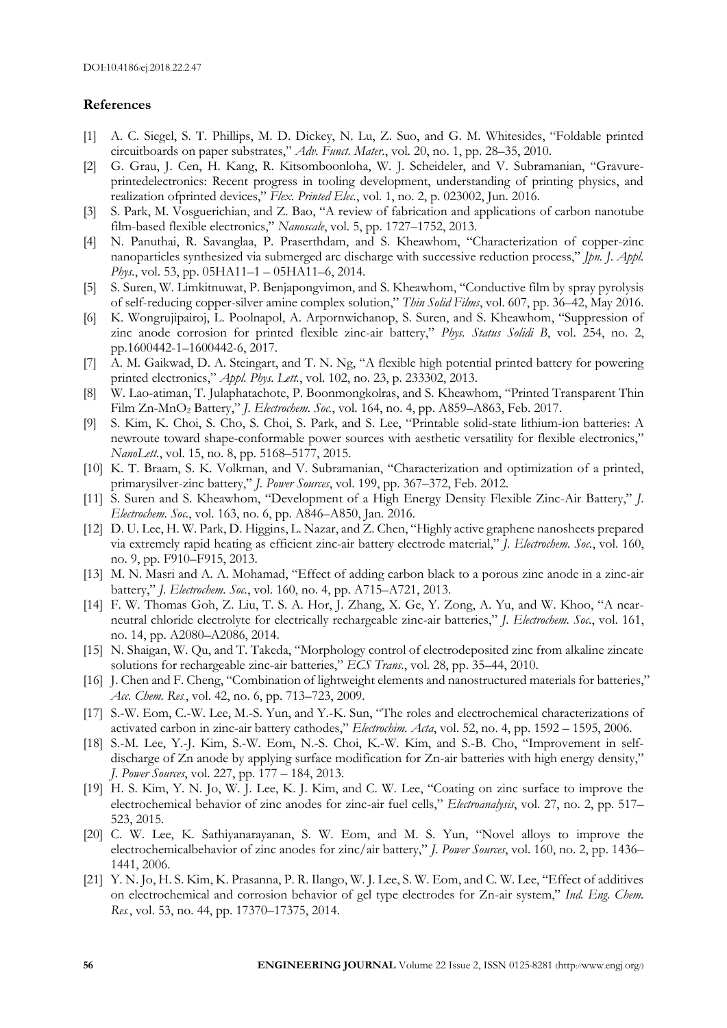## References

[1] A. C. Siegel, S. T. Phillips, M. D. Dickey, N. Lu, Z. Suo, and G. M. Whitesides, "Foldable printed circuitboards on paper substrates," *Adv. Funct. Mater.*, vol. 20, no. 1, pp. 28–35, 2010.

[2] G. Grau, J. Cen, H. Kang, R. Kitsomboonloha, W. J. Scheideler, and V. Subramanian, "Gravure-printedelectronics: Recent progress in tooling development, understanding of printing physics, and realization ofprinted devices," *Flex. Printed Elec.*, vol. 1, no. 2, p. 023002, Jun. 2016.

[3] S. Park, M. Vosguerichian, and Z. Bao, "A review of fabrication and applications of carbon nanotube film-based flexible electronics," *Nanoscale*, vol. 5, pp. 1727–1752, 2013.

[4] N. Panuthai, R. Savanglaa, P. Praserthdam, and S. Kheawhom, "Characterization of copper-zinc nanoparticles synthesized via submerged arc discharge with successive reduction process," *Jpn. J. Appl. Phys.*, vol. 53, pp. 05HA11–1 – 05HA11–6, 2014.

[5] S. Suren, W. Limkitnuwat, P. Benjapongvimon, and S. Kheawhom, "Conductive film by spray pyrolysis of self-reducing copper-silver amine complex solution," *Thin Solid Films*, vol. 607, pp. 36–42, May 2016.

[6] K. Wongrujipairoj, L. Poolnapol, A. Arpornwichanop, S. Suren, and S. Kheawhom, "Suppression of zinc anode corrosion for printed flexible zinc-air battery," *Phys. Status Solidi B*, vol. 254, no. 2, pp.1600442-1–1600442-6, 2017.

[7] A. M. Gaikwad, D. A. Steingart, and T. N. Ng, "A flexible high potential printed battery for powering printed electronics," *Appl. Phys. Lett.*, vol. 102, no. 23, p. 233302, 2013.

[8] W. Lao-atiman, T. Julaphatachote, P. Boonmongkolras, and S. Kheawhom, "Printed Transparent Thin Film Zn-$MnO_2$ Battery," *J. Electrochem. Soc.*, vol. 164, no. 4, pp. A859–A863, Feb. 2017.

[9] S. Kim, K. Choi, S. Cho, S. Choi, S. Park, and S. Lee, "Printable solid-state lithium-ion batteries: A newroute toward shape-conformable power sources with aesthetic versatility for flexible electronics," *NanoLett.*, vol. 15, no. 8, pp. 5168–5177, 2015.

[10] K. T. Braam, S. K. Volkman, and V. Subramanian, "Characterization and optimization of a printed, primarysilver-zinc battery," *J. Power Sources*, vol. 199, pp. 367–372, Feb. 2012.

[11] S. Suren and S. Kheawhom, "Development of a High Energy Density Flexible Zinc-Air Battery," *J. Electrochem. Soc.*, vol. 163, no. 6, pp. A846–A850, Jan. 2016.

[12] D. U. Lee, H. W. Park, D. Higgins, L. Nazar, and Z. Chen, "Highly active graphene nanosheets prepared via extremely rapid heating as efficient zinc-air battery electrode material," *J. Electrochem. Soc.*, vol. 160, no. 9, pp. F910–F915, 2013.

[13] M. N. Masri and A. A. Mohamad, "Effect of adding carbon black to a porous zinc anode in a zinc-air battery," *J. Electrochem. Soc.*, vol. 160, no. 4, pp. A715–A721, 2013.

[14] F. W. Thomas Goh, Z. Liu, T. S. A. Hor, J. Zhang, X. Ge, Y. Zong, A. Yu, and W. Khoo, "A near-neutral chloride electrolyte for electrically rechargeable zinc-air batteries," *J. Electrochem. Soc.*, vol. 161, no. 14, pp. A2080–A2086, 2014.

[15] N. Shaigan, W. Qu, and T. Takeda, "Morphology control of electrodeposited zinc from alkaline zincate solutions for rechargeable zinc-air batteries," *ECS Trans.*, vol. 28, pp. 35–44, 2010.

[16] J. Chen and F. Cheng, "Combination of lightweight elements and nanostructured materials for batteries," *Acc. Chem. Res.*, vol. 42, no. 6, pp. 713–723, 2009.

[17] S.-W. Eom, C.-W. Lee, M.-S. Yun, and Y.-K. Sun, "The roles and electrochemical characterizations of activated carbon in zinc-air battery cathodes," *Electrochim. Acta*, vol. 52, no. 4, pp. 1592 – 1595, 2006.

[18] S.-M. Lee, Y.-J. Kim, S.-W. Eom, N.-S. Choi, K.-W. Kim, and S.-B. Cho, "Improvement in self-discharge of Zn anode by applying surface modification for Zn-air batteries with high energy density," *J. Power Sources*, vol. 227, pp. 177 – 184, 2013.

[19] H. S. Kim, Y. N. Jo, W. J. Lee, K. J. Kim, and C. W. Lee, "Coating on zinc surface to improve the electrochemical behavior of zinc anodes for zinc-air fuel cells," *Electroanalysis*, vol. 27, no. 2, pp. 517–523, 2015.

[20] C. W. Lee, K. Sathiyanarayanan, S. W. Eom, and M. S. Yun, "Novel alloys to improve the electrochemicalbehavior of zinc anodes for zinc/air battery," *J. Power Sources*, vol. 160, no. 2, pp. 1436–1441, 2006.

[21] Y. N. Jo, H. S. Kim, K. Prasanna, P. R. Ilango, W. J. Lee, S. W. Eom, and C. W. Lee, "Effect of additives on electrochemical and corrosion behavior of gel type electrodes for Zn-air system," *Ind. Eng. Chem. Res.*, vol. 53, no. 44, pp. 17370–17375, 2014.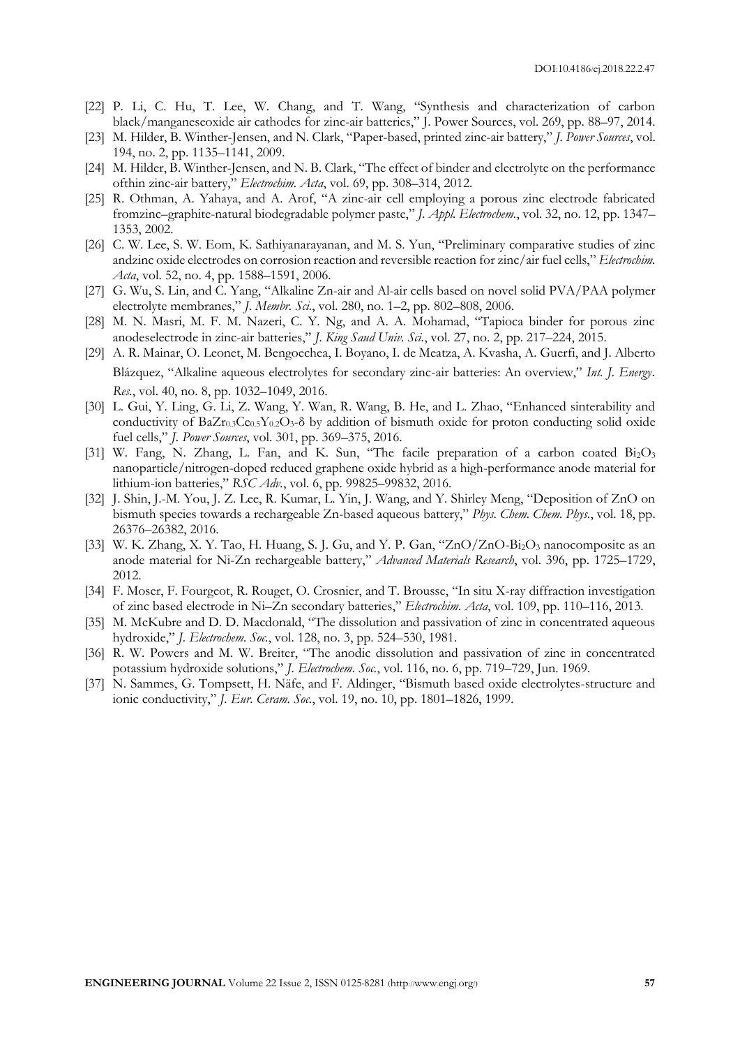[22] P. Li, C. Hu, T. Lee, W. Chang, and T. Wang, "Synthesis and characterization of carbon black/manganeseoxide air cathodes for zinc-air batteries," J. Power Sources, vol. 269, pp. 88–97, 2014.

[23] M. Hilder, B. Winther-Jensen, and N. Clark, "Paper-based, printed zinc-air battery," *J. Power Sources*, vol. 194, no. 2, pp. 1135–1141, 2009.

[24] M. Hilder, B. Winther-Jensen, and N. B. Clark, "The effect of binder and electrolyte on the performance ofthin zinc-air battery," *Electrochim. Acta*, vol. 69, pp. 308–314, 2012.

[25] R. Othman, A. Yahaya, and A. Arof, "A zinc-air cell employing a porous zinc electrode fabricated fromzinc–graphite-natural biodegradable polymer paste," *J. Appl. Electrochem.*, vol. 32, no. 12, pp. 1347–1353, 2002.

[26] C. W. Lee, S. W. Eom, K. Sathiyanarayanan, and M. S. Yun, "Preliminary comparative studies of zinc andzinc oxide electrodes on corrosion reaction and reversible reaction for zinc/air fuel cells," *Electrochim. Acta*, vol. 52, no. 4, pp. 1588–1591, 2006.

[27] G. Wu, S. Lin, and C. Yang, "Alkaline Zn-air and Al-air cells based on novel solid PVA/PAA polymer electrolyte membranes," *J. Membr. Sci.*, vol. 280, no. 1–2, pp. 802–808, 2006.

[28] M. N. Masri, M. F. M. Nazeri, C. Y. Ng, and A. A. Mohamad, "Tapioca binder for porous zinc anodeselectrode in zinc-air batteries," *J. King Saud Univ. Sci.*, vol. 27, no. 2, pp. 217–224, 2015.

[29] A. R. Mainar, O. Leonet, M. Bengoechea, I. Boyano, I. de Meatza, A. Kvasha, A. Guerfi, and J. Alberto Blázquez, "Alkaline aqueous electrolytes for secondary zinc-air batteries: An overview," *Int. J. Energy. Res.*, vol. 40, no. 8, pp. 1032–1049, 2016.

[30] L. Gui, Y. Ling, G. Li, Z. Wang, Y. Wan, R. Wang, B. He, and L. Zhao, "Enhanced sinterability and conductivity of $BaZr_{0.3}Ce_{0.5}Y_{0.2}O_{3-\delta}$ by addition of bismuth oxide for proton conducting solid oxide fuel cells," *J. Power Sources*, vol. 301, pp. 369–375, 2016.

[31] W. Fang, N. Zhang, L. Fan, and K. Sun, "The facile preparation of a carbon coated $Bi_2O_3$ nanoparticle/nitrogen-doped reduced graphene oxide hybrid as a high-performance anode material for lithium-ion batteries," *RSC Adv.*, vol. 6, pp. 99825–99832, 2016.

[32] J. Shin, J.-M. You, J. Z. Lee, R. Kumar, L. Yin, J. Wang, and Y. Shirley Meng, "Deposition of ZnO on bismuth species towards a rechargeable Zn-based aqueous battery," *Phys. Chem. Chem. Phys.*, vol. 18, pp. 26376–26382, 2016.

[33] W. K. Zhang, X. Y. Tao, H. Huang, S. J. Gu, and Y. P. Gan, "ZnO/ZnO-$Bi_2O_3$ nanocomposite as an anode material for Ni-Zn rechargeable battery," *Advanced Materials Research*, vol. 396, pp. 1725–1729, 2012.

[34] F. Moser, F. Fourgeot, R. Rouget, O. Crosnier, and T. Brousse, "In situ X-ray diffraction investigation of zinc based electrode in Ni–Zn secondary batteries," *Electrochim. Acta*, vol. 109, pp. 110–116, 2013.

[35] M. McKubre and D. D. Macdonald, "The dissolution and passivation of zinc in concentrated aqueous hydroxide," *J. Electrochem. Soc.*, vol. 128, no. 3, pp. 524–530, 1981.

[36] R. W. Powers and M. W. Breiter, "The anodic dissolution and passivation of zinc in concentrated potassium hydroxide solutions," *J. Electrochem. Soc.*, vol. 116, no. 6, pp. 719–729, Jun. 1969.

[37] N. Sammes, G. Tompsett, H. Näfe, and F. Aldinger, "Bismuth based oxide electrolytes-structure and ionic conductivity," *J. Eur. Ceram. Soc.*, vol. 19, no. 10, pp. 1801–1826, 1999.